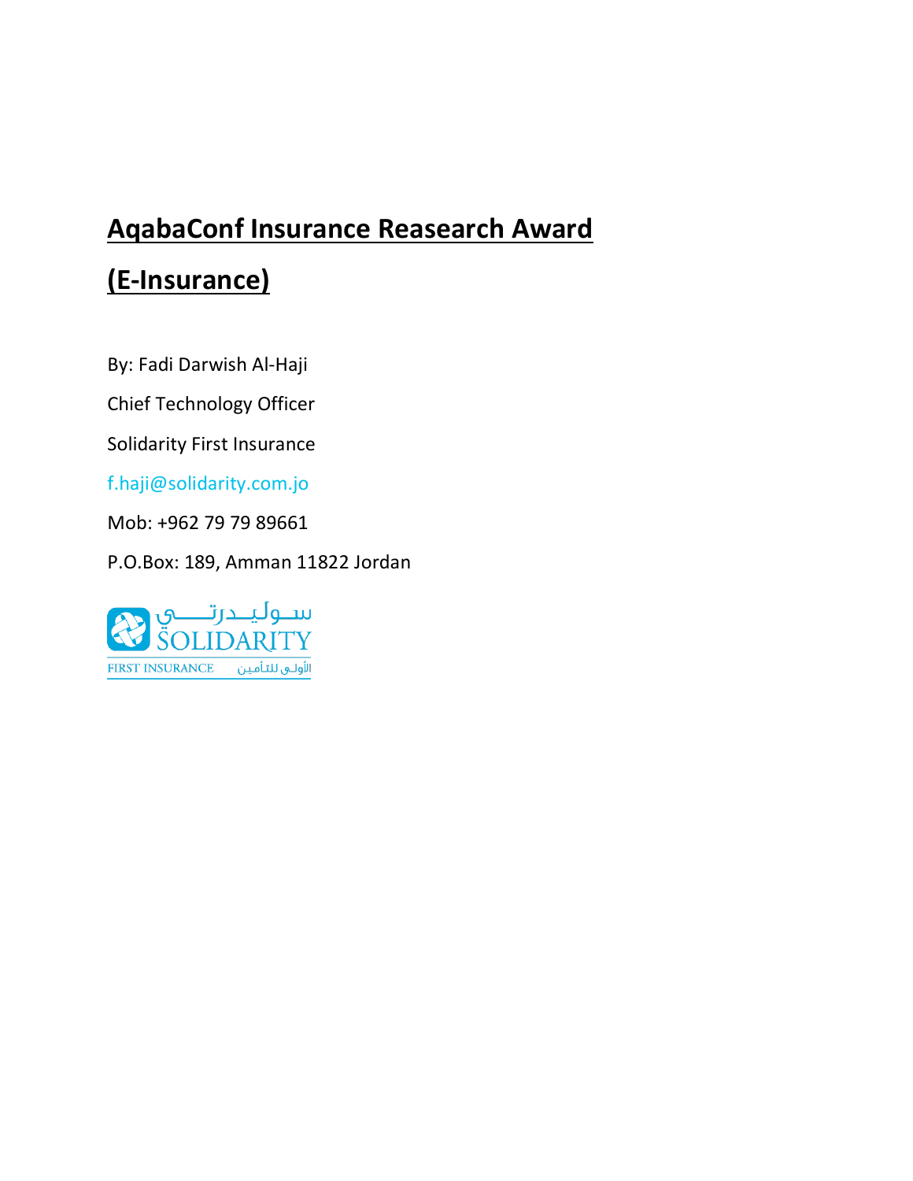# AqabaConf Insurance Reasearch Award

# (E-Insurance)

By: Fadi Darwish Al-Haji

Chief Technology Officer

Solidarity First Insurance

f.haji@solidarity.com.jo

Mob: +962 79 79 89661

P.O.Box: 189, Amman 11822 Jordan

سوليدرتي
SOLIDARITY
FIRST INSURANCE الأولى للتأمين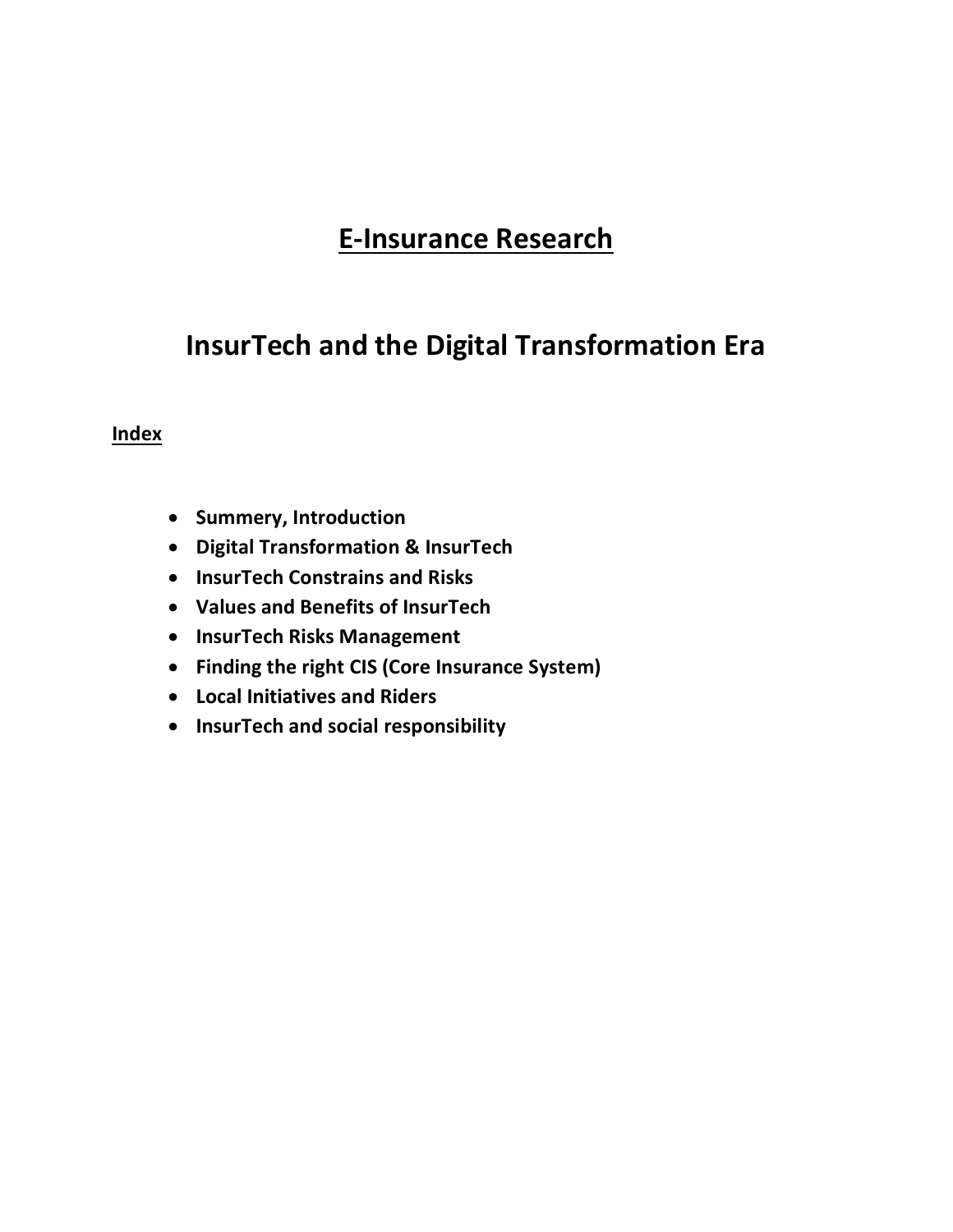# E-Insurance Research

## InsurTech and the Digital Transformation Era

**Index**

- **Summery, Introduction**
- **Digital Transformation & InsurTech**
- **InsurTech Constrains and Risks**
- **Values and Benefits of InsurTech**
- **InsurTech Risks Management**
- **Finding the right CIS (Core Insurance System)**
- **Local Initiatives and Riders**
- **InsurTech and social responsibility**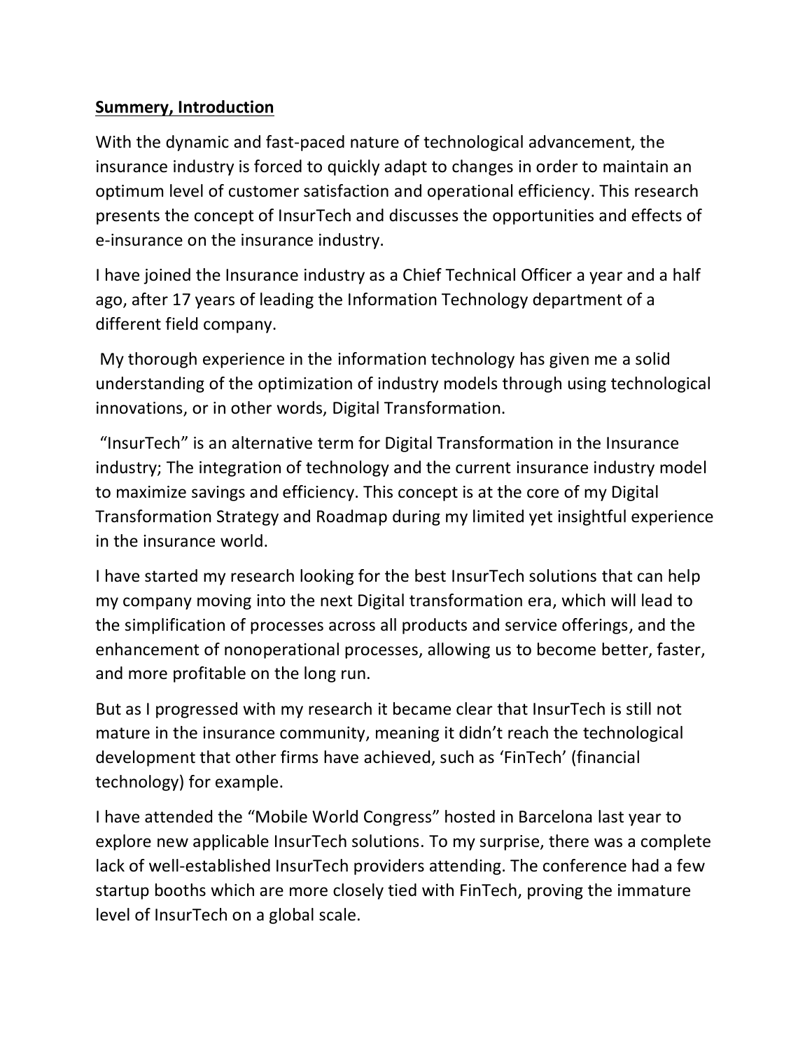**Summery, Introduction**

With the dynamic and fast-paced nature of technological advancement, the insurance industry is forced to quickly adapt to changes in order to maintain an optimum level of customer satisfaction and operational efficiency. This research presents the concept of InsurTech and discusses the opportunities and effects of e-insurance on the insurance industry.

I have joined the Insurance industry as a Chief Technical Officer a year and a half ago, after 17 years of leading the Information Technology department of a different field company.

My thorough experience in the information technology has given me a solid understanding of the optimization of industry models through using technological innovations, or in other words, Digital Transformation.

"InsurTech" is an alternative term for Digital Transformation in the Insurance industry; The integration of technology and the current insurance industry model to maximize savings and efficiency. This concept is at the core of my Digital Transformation Strategy and Roadmap during my limited yet insightful experience in the insurance world.

I have started my research looking for the best InsurTech solutions that can help my company moving into the next Digital transformation era, which will lead to the simplification of processes across all products and service offerings, and the enhancement of nonoperational processes, allowing us to become better, faster, and more profitable on the long run.

But as I progressed with my research it became clear that InsurTech is still not mature in the insurance community, meaning it didn't reach the technological development that other firms have achieved, such as 'FinTech' (financial technology) for example.

I have attended the "Mobile World Congress" hosted in Barcelona last year to explore new applicable InsurTech solutions. To my surprise, there was a complete lack of well-established InsurTech providers attending. The conference had a few startup booths which are more closely tied with FinTech, proving the immature level of InsurTech on a global scale.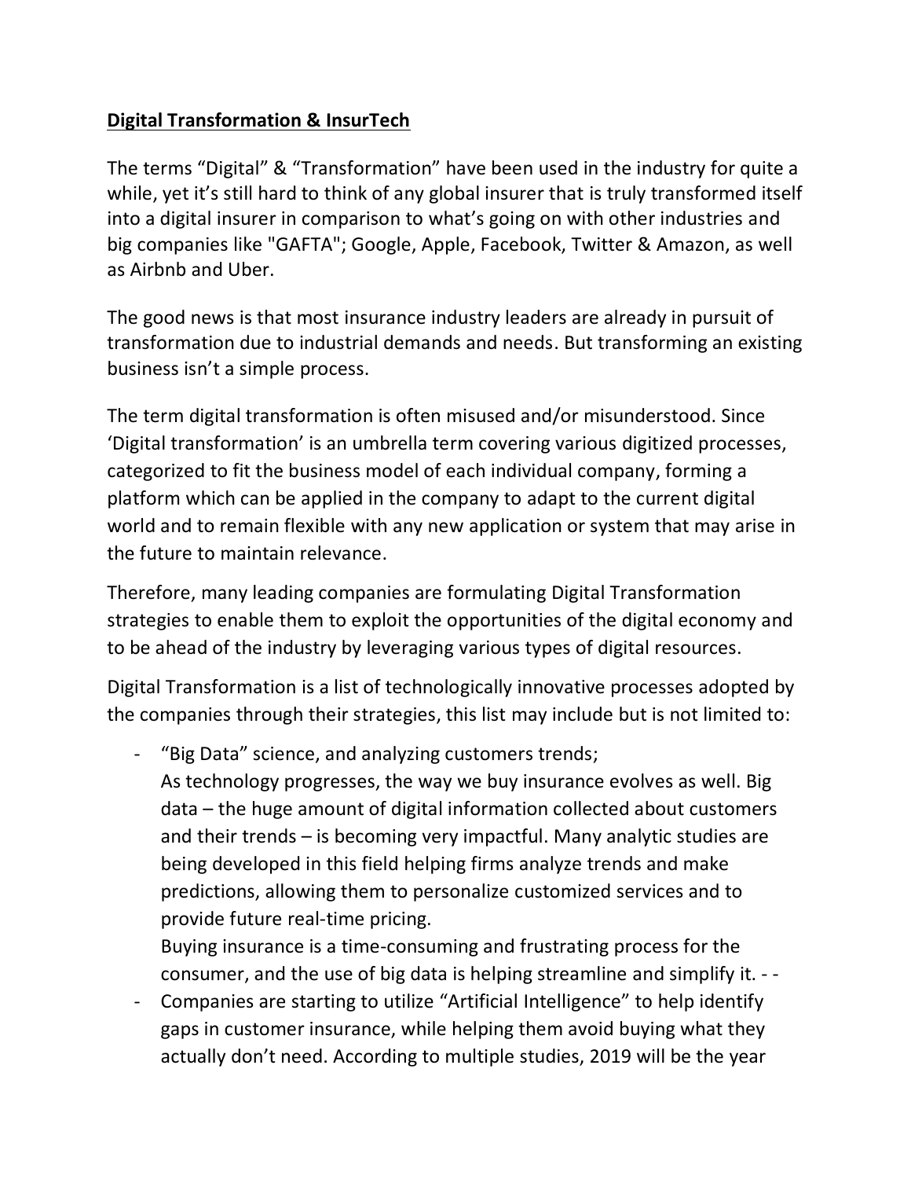**Digital Transformation & InsurTech**

The terms “Digital” & “Transformation” have been used in the industry for quite a while, yet it’s still hard to think of any global insurer that is truly transformed itself into a digital insurer in comparison to what’s going on with other industries and big companies like "GAFTA"; Google, Apple, Facebook, Twitter & Amazon, as well as Airbnb and Uber.

The good news is that most insurance industry leaders are already in pursuit of transformation due to industrial demands and needs. But transforming an existing business isn’t a simple process.

The term digital transformation is often misused and/or misunderstood. Since ‘Digital transformation’ is an umbrella term covering various digitized processes, categorized to fit the business model of each individual company, forming a platform which can be applied in the company to adapt to the current digital world and to remain flexible with any new application or system that may arise in the future to maintain relevance.

Therefore, many leading companies are formulating Digital Transformation strategies to enable them to exploit the opportunities of the digital economy and to be ahead of the industry by leveraging various types of digital resources.

Digital Transformation is a list of technologically innovative processes adopted by the companies through their strategies, this list may include but is not limited to:

- “Big Data” science, and analyzing customers trends;
  As technology progresses, the way we buy insurance evolves as well. Big data – the huge amount of digital information collected about customers and their trends – is becoming very impactful. Many analytic studies are being developed in this field helping firms analyze trends and make predictions, allowing them to personalize customized services and to provide future real-time pricing.
  Buying insurance is a time-consuming and frustrating process for the consumer, and the use of big data is helping streamline and simplify it. - -
- Companies are starting to utilize “Artificial Intelligence” to help identify gaps in customer insurance, while helping them avoid buying what they actually don’t need. According to multiple studies, 2019 will be the year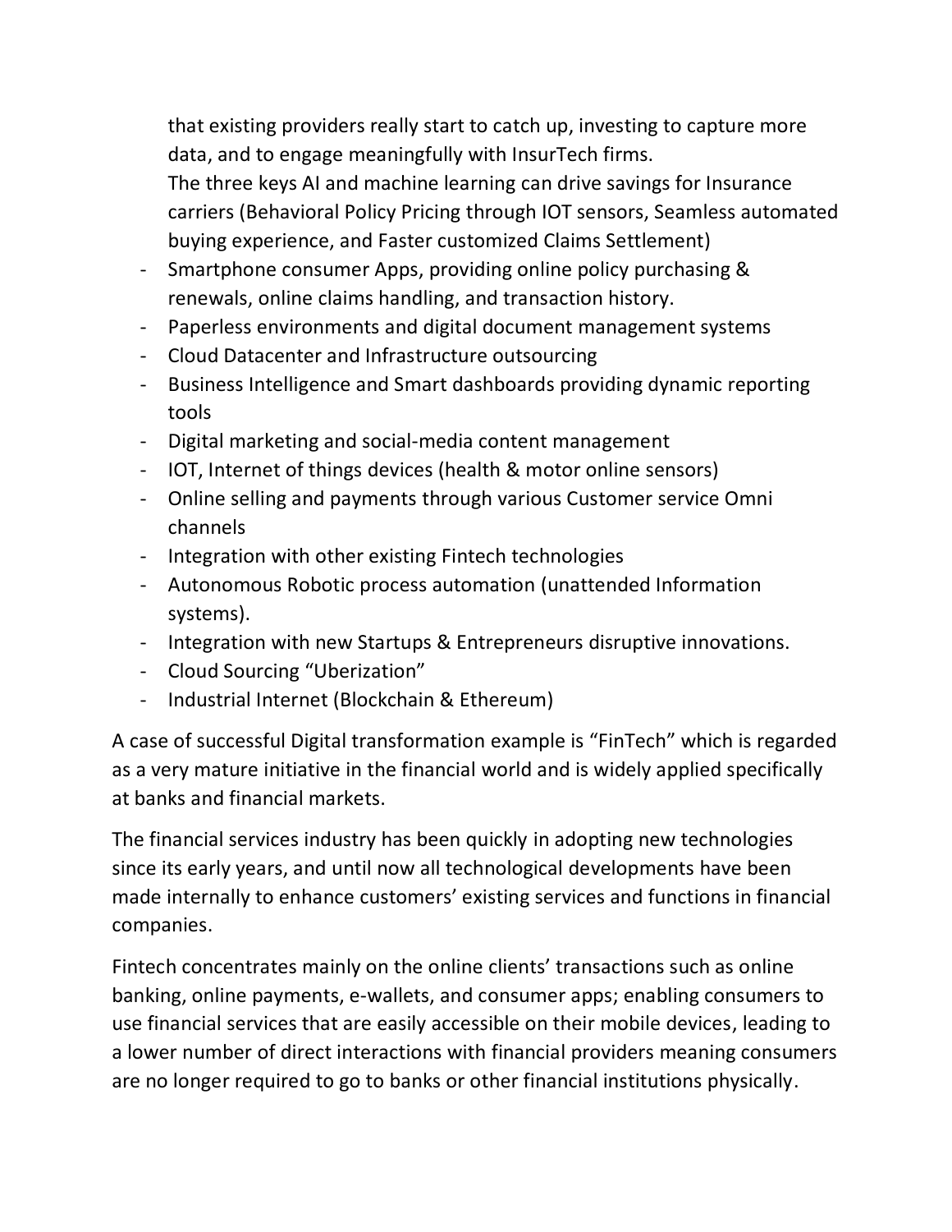that existing providers really start to catch up, investing to capture more data, and to engage meaningfully with InsurTech firms.
The three keys AI and machine learning can drive savings for Insurance carriers (Behavioral Policy Pricing through IOT sensors, Seamless automated buying experience, and Faster customized Claims Settlement)

- Smartphone consumer Apps, providing online policy purchasing & renewals, online claims handling, and transaction history.
- Paperless environments and digital document management systems
- Cloud Datacenter and Infrastructure outsourcing
- Business Intelligence and Smart dashboards providing dynamic reporting tools
- Digital marketing and social-media content management
- IOT, Internet of things devices (health & motor online sensors)
- Online selling and payments through various Customer service Omni channels
- Integration with other existing Fintech technologies
- Autonomous Robotic process automation (unattended Information systems).
- Integration with new Startups & Entrepreneurs disruptive innovations.
- Cloud Sourcing "Uberization"
- Industrial Internet (Blockchain & Ethereum)

A case of successful Digital transformation example is "FinTech" which is regarded as a very mature initiative in the financial world and is widely applied specifically at banks and financial markets.

The financial services industry has been quickly in adopting new technologies since its early years, and until now all technological developments have been made internally to enhance customers' existing services and functions in financial companies.

Fintech concentrates mainly on the online clients' transactions such as online banking, online payments, e-wallets, and consumer apps; enabling consumers to use financial services that are easily accessible on their mobile devices, leading to a lower number of direct interactions with financial providers meaning consumers are no longer required to go to banks or other financial institutions physically.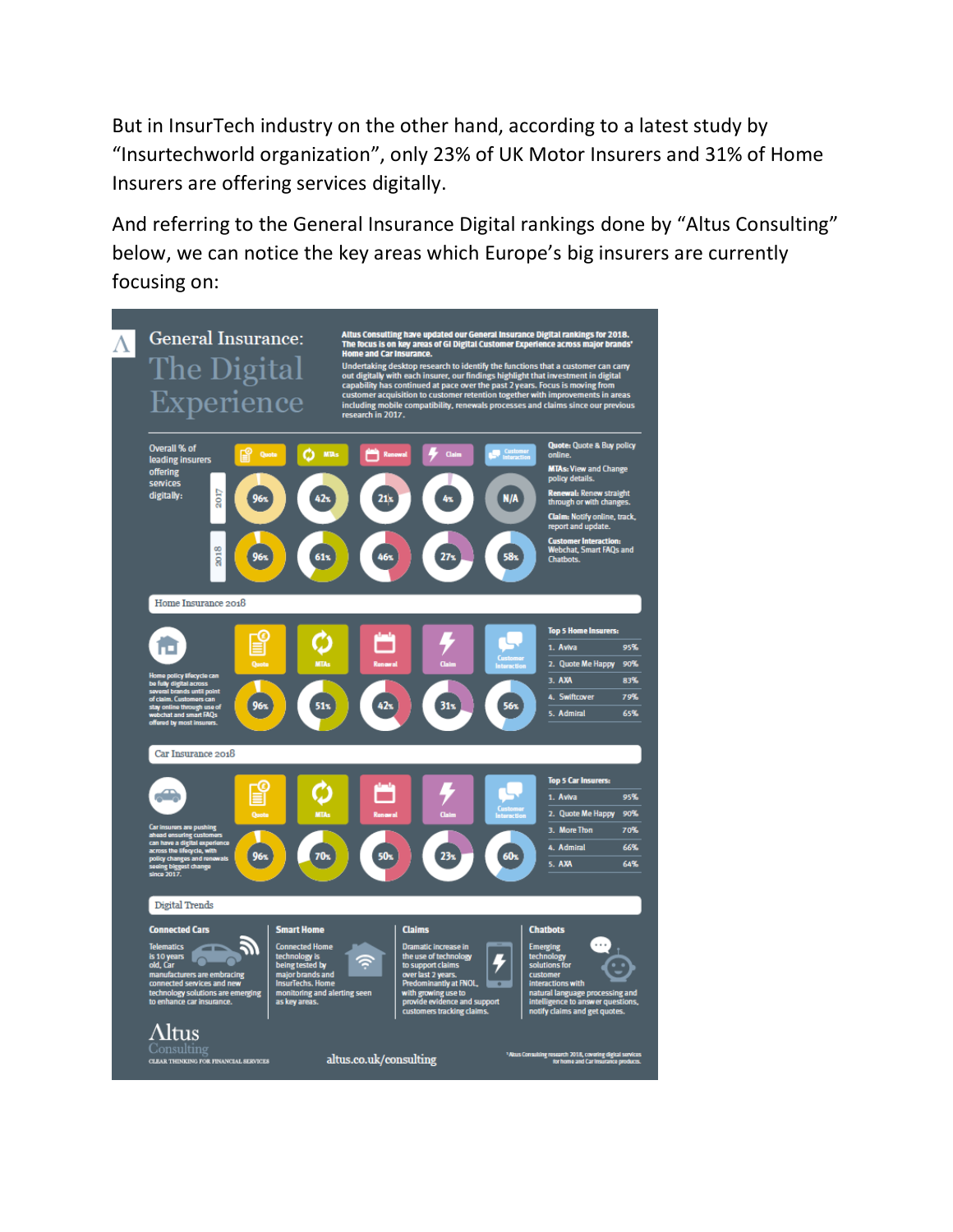But in InsurTech industry on the other hand, according to a latest study by "Insurtechworld organization", only 23% of UK Motor Insurers and 31% of Home Insurers are offering services digitally.

And referring to the General Insurance Digital rankings done by "Altus Consulting" below, we can notice the key areas which Europe's big insurers are currently focusing on:

# General Insurance: The Digital Experience

**Altus Consulting have updated our General Insurance Digital rankings for 2018. The focus is on key areas of GI Digital Customer Experience across major brands' Home and Car Insurance.**

Undertaking desktop research to identify the functions that a customer can carry out digitally with each insurer, our findings highlight that investment in digital capability has continued at pace over the past 2 years. Focus is moving from customer acquisition to customer retention together with improvements in areas including mobile compatibility, renewals processes and claims since our previous research in 2017.

Overall % of leading insurers offering services digitally:

| | Quote | MTAs | Renewal | Claim | Customer Interaction |
|---|---|---|---|---|---|
| 2017 | 96% | 42% | 21% | 4% | N/A |
| 2018 | 96% | 61% | 46% | 27% | 58% |

**Quote:** Quote & Buy policy online.

**MTAs:** View and Change policy details.

**Renewal:** Renew straight through or with changes.

**Claim:** Notify online, track, report and update.

**Customer Interaction:** Webchat, Smart FAQs and Chatbots.

## Home Insurance 2018

Home policy lifecycle can be fully digital across several brands until point of claim. Customers can stay online through use of webchat and smart FAQs offered by most insurers.

| Quote | MTAs | Renewal | Claim | Customer Interaction |
|---|---|---|---|---|
| 96% | 51% | 42% | 31% | 56% |

**Top 5 Home Insurers:**

| | | |
|---|---|---|
| 1. | Aviva | 95% |
| 2. | Quote Me Happy | 90% |
| 3. | AXA | 83% |
| 4. | Swiftcover | 79% |
| 5. | Admiral | 65% |

## Car Insurance 2018

Car insurers are pushing ahead ensuring customers can have a digital experience across the lifecycle, with policy changes and renewals seeing biggest change since 2017.

| Quote | MTAs | Renewal | Claim | Customer Interaction |
|---|---|---|---|---|
| 96% | 70% | 50% | 23% | 60% |

**Top 5 Car Insurers:**

| | | |
|---|---|---|
| 1. | Aviva | 95% |
| 2. | Quote Me Happy | 90% |
| 3. | More Th>n | 70% |
| 4. | Admiral | 66% |
| 5. | AXA | 64% |

## Digital Trends

**Connected Cars**
Telematics is 10 years old, Car manufacturers are embracing connected services and new technology solutions are emerging to enhance car insurance.

**Smart Home**
Connected Home technology is being tested by major brands and InsurTechs. Home monitoring and alerting seen as key areas.

**Claims**
Dramatic increase in the use of technology to support claims over last 2 years. Predominantly at FNOL, with growing use to provide evidence and support customers tracking claims.

**Chatbots**
Emerging technology solutions for customer interactions with natural language processing and intelligence to answer questions, notify claims and get quotes.

Altus Consulting — CLEAR THINKING FOR FINANCIAL SERVICES

altus.co.uk/consulting

*Altus Consulting research 2018, covering digital services for home and Car insurance products.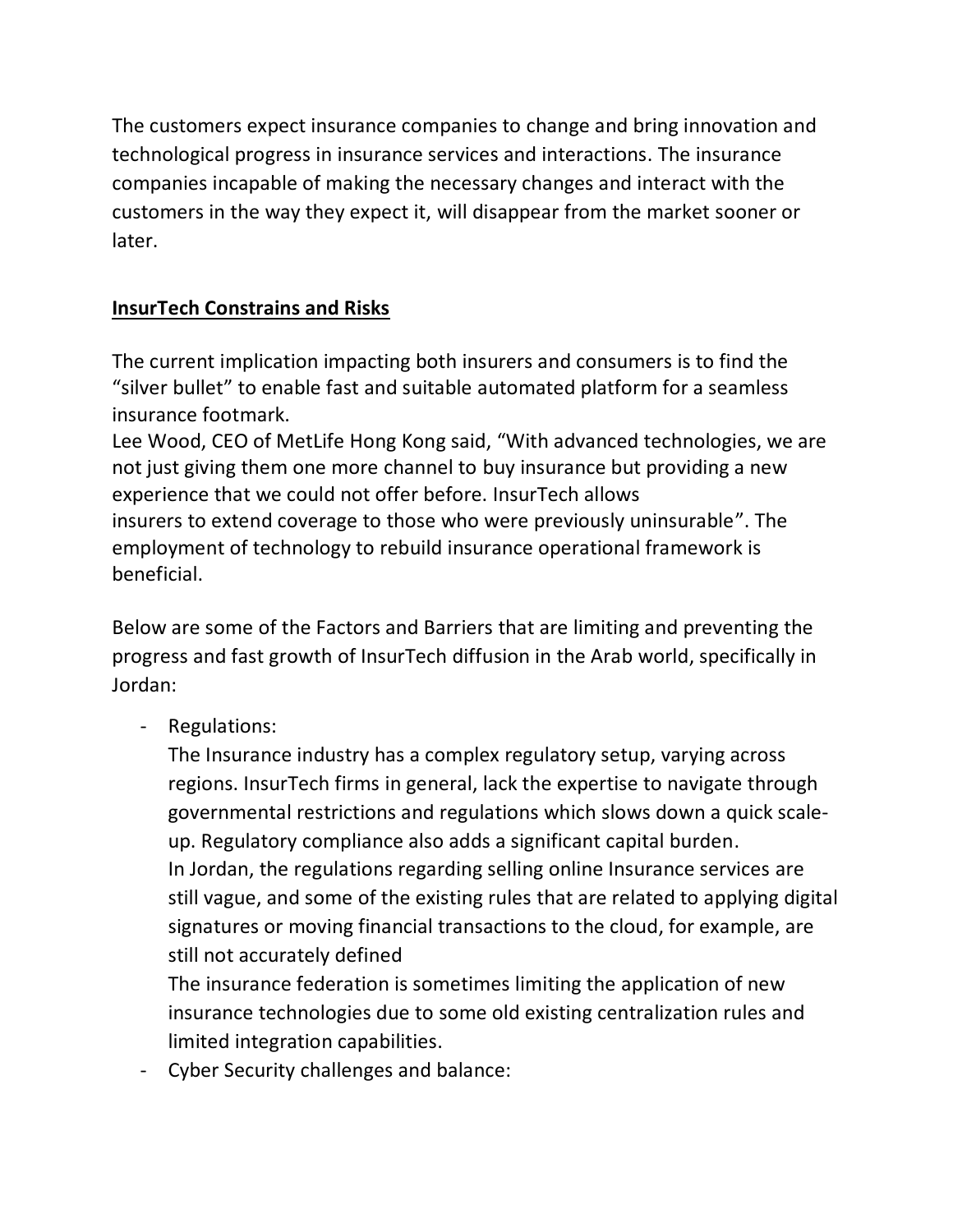The customers expect insurance companies to change and bring innovation and technological progress in insurance services and interactions. The insurance companies incapable of making the necessary changes and interact with the customers in the way they expect it, will disappear from the market sooner or later.

## InsurTech Constrains and Risks

The current implication impacting both insurers and consumers is to find the "silver bullet" to enable fast and suitable automated platform for a seamless insurance footmark.
Lee Wood, CEO of MetLife Hong Kong said, "With advanced technologies, we are not just giving them one more channel to buy insurance but providing a new experience that we could not offer before. InsurTech allows insurers to extend coverage to those who were previously uninsurable". The employment of technology to rebuild insurance operational framework is beneficial.

Below are some of the Factors and Barriers that are limiting and preventing the progress and fast growth of InsurTech diffusion in the Arab world, specifically in Jordan:

- Regulations:
  The Insurance industry has a complex regulatory setup, varying across regions. InsurTech firms in general, lack the expertise to navigate through governmental restrictions and regulations which slows down a quick scale-up. Regulatory compliance also adds a significant capital burden.
  In Jordan, the regulations regarding selling online Insurance services are still vague, and some of the existing rules that are related to applying digital signatures or moving financial transactions to the cloud, for example, are still not accurately defined
  The insurance federation is sometimes limiting the application of new insurance technologies due to some old existing centralization rules and limited integration capabilities.
- Cyber Security challenges and balance: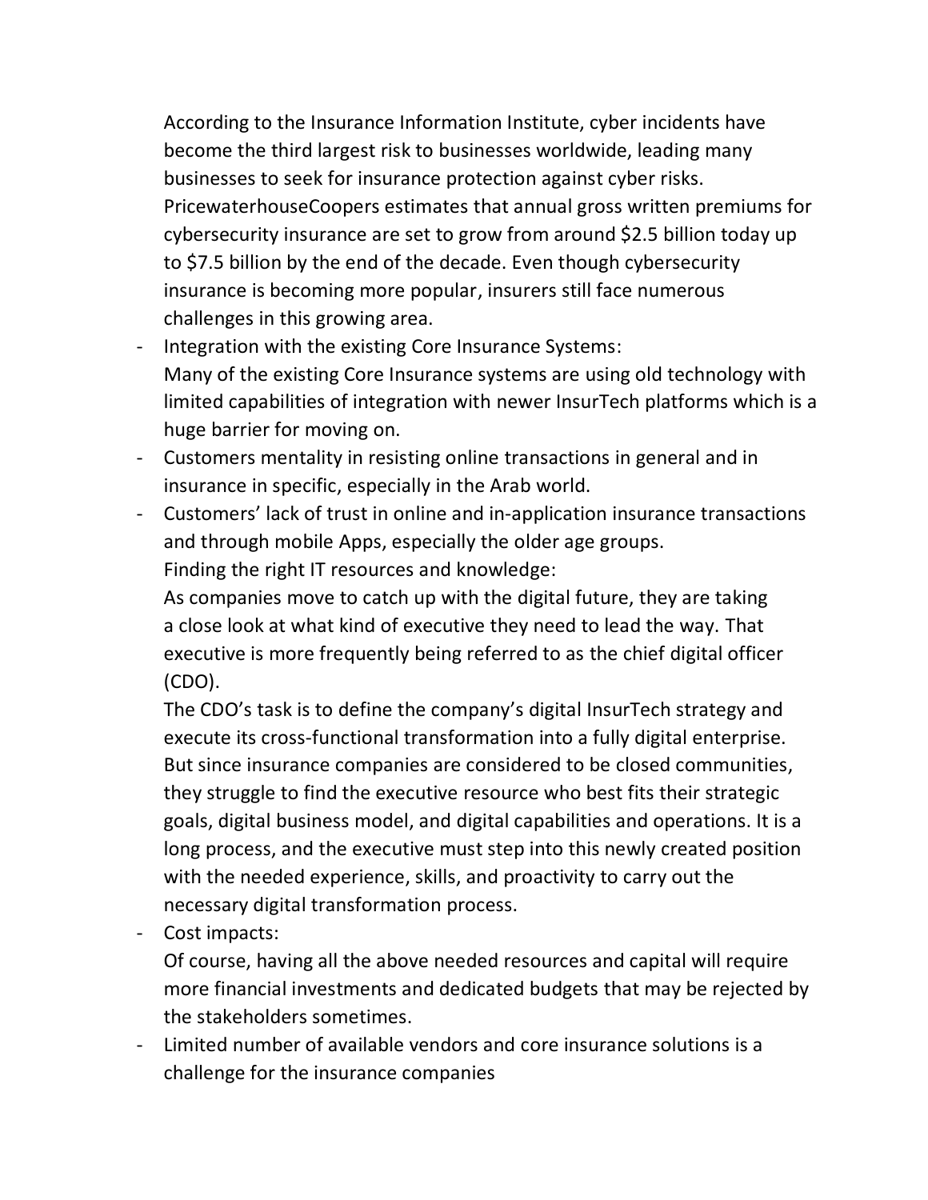According to the Insurance Information Institute, cyber incidents have become the third largest risk to businesses worldwide, leading many businesses to seek for insurance protection against cyber risks. PricewaterhouseCoopers estimates that annual gross written premiums for cybersecurity insurance are set to grow from around $2.5 billion today up to $7.5 billion by the end of the decade. Even though cybersecurity insurance is becoming more popular, insurers still face numerous challenges in this growing area.

- Integration with the existing Core Insurance Systems:
  Many of the existing Core Insurance systems are using old technology with limited capabilities of integration with newer InsurTech platforms which is a huge barrier for moving on.
- Customers mentality in resisting online transactions in general and in insurance in specific, especially in the Arab world.
- Customers' lack of trust in online and in-application insurance transactions and through mobile Apps, especially the older age groups.

  Finding the right IT resources and knowledge:

  As companies move to catch up with the digital future, they are taking a close look at what kind of executive they need to lead the way. That executive is more frequently being referred to as the chief digital officer (CDO).

  The CDO's task is to define the company's digital InsurTech strategy and execute its cross-functional transformation into a fully digital enterprise. But since insurance companies are considered to be closed communities, they struggle to find the executive resource who best fits their strategic goals, digital business model, and digital capabilities and operations. It is a long process, and the executive must step into this newly created position with the needed experience, skills, and proactivity to carry out the necessary digital transformation process.
- Cost impacts:
  Of course, having all the above needed resources and capital will require more financial investments and dedicated budgets that may be rejected by the stakeholders sometimes.
- Limited number of available vendors and core insurance solutions is a challenge for the insurance companies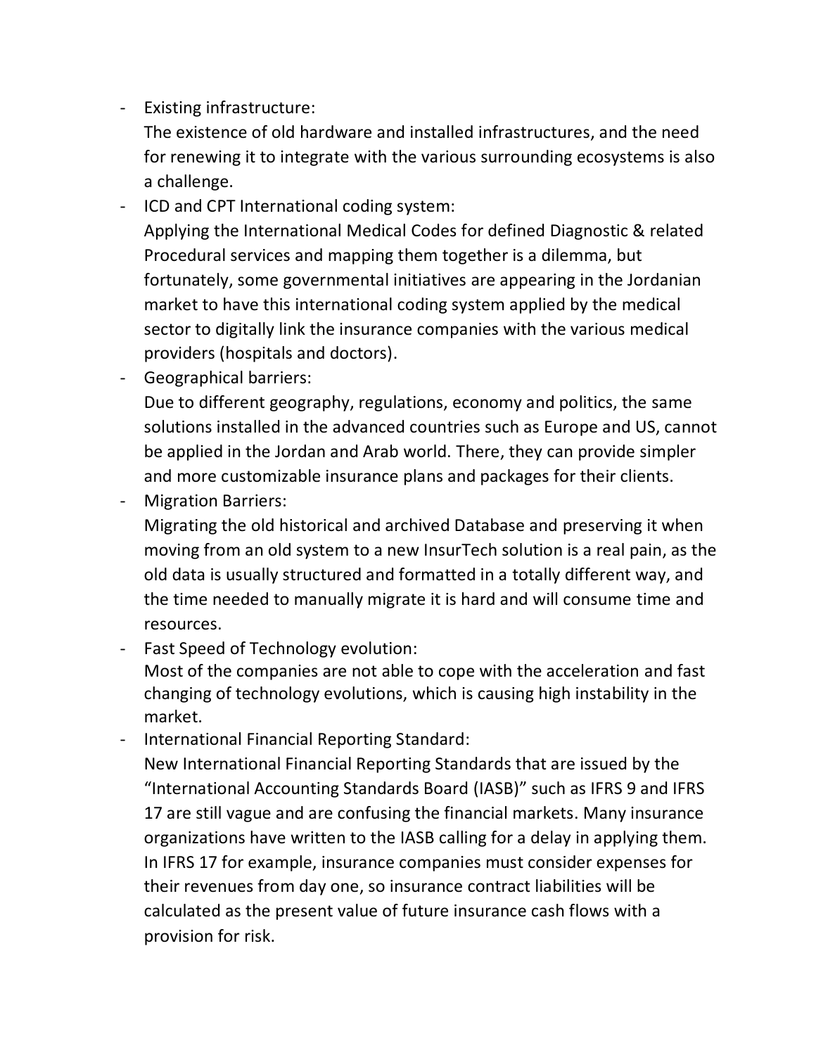- Existing infrastructure:
  The existence of old hardware and installed infrastructures, and the need for renewing it to integrate with the various surrounding ecosystems is also a challenge.
- ICD and CPT International coding system:
  Applying the International Medical Codes for defined Diagnostic & related Procedural services and mapping them together is a dilemma, but fortunately, some governmental initiatives are appearing in the Jordanian market to have this international coding system applied by the medical sector to digitally link the insurance companies with the various medical providers (hospitals and doctors).
- Geographical barriers:
  Due to different geography, regulations, economy and politics, the same solutions installed in the advanced countries such as Europe and US, cannot be applied in the Jordan and Arab world. There, they can provide simpler and more customizable insurance plans and packages for their clients.
- Migration Barriers:
  Migrating the old historical and archived Database and preserving it when moving from an old system to a new InsurTech solution is a real pain, as the old data is usually structured and formatted in a totally different way, and the time needed to manually migrate it is hard and will consume time and resources.
- Fast Speed of Technology evolution:
  Most of the companies are not able to cope with the acceleration and fast changing of technology evolutions, which is causing high instability in the market.
- International Financial Reporting Standard:
  New International Financial Reporting Standards that are issued by the "International Accounting Standards Board (IASB)" such as IFRS 9 and IFRS 17 are still vague and are confusing the financial markets. Many insurance organizations have written to the IASB calling for a delay in applying them. In IFRS 17 for example, insurance companies must consider expenses for their revenues from day one, so insurance contract liabilities will be calculated as the present value of future insurance cash flows with a provision for risk.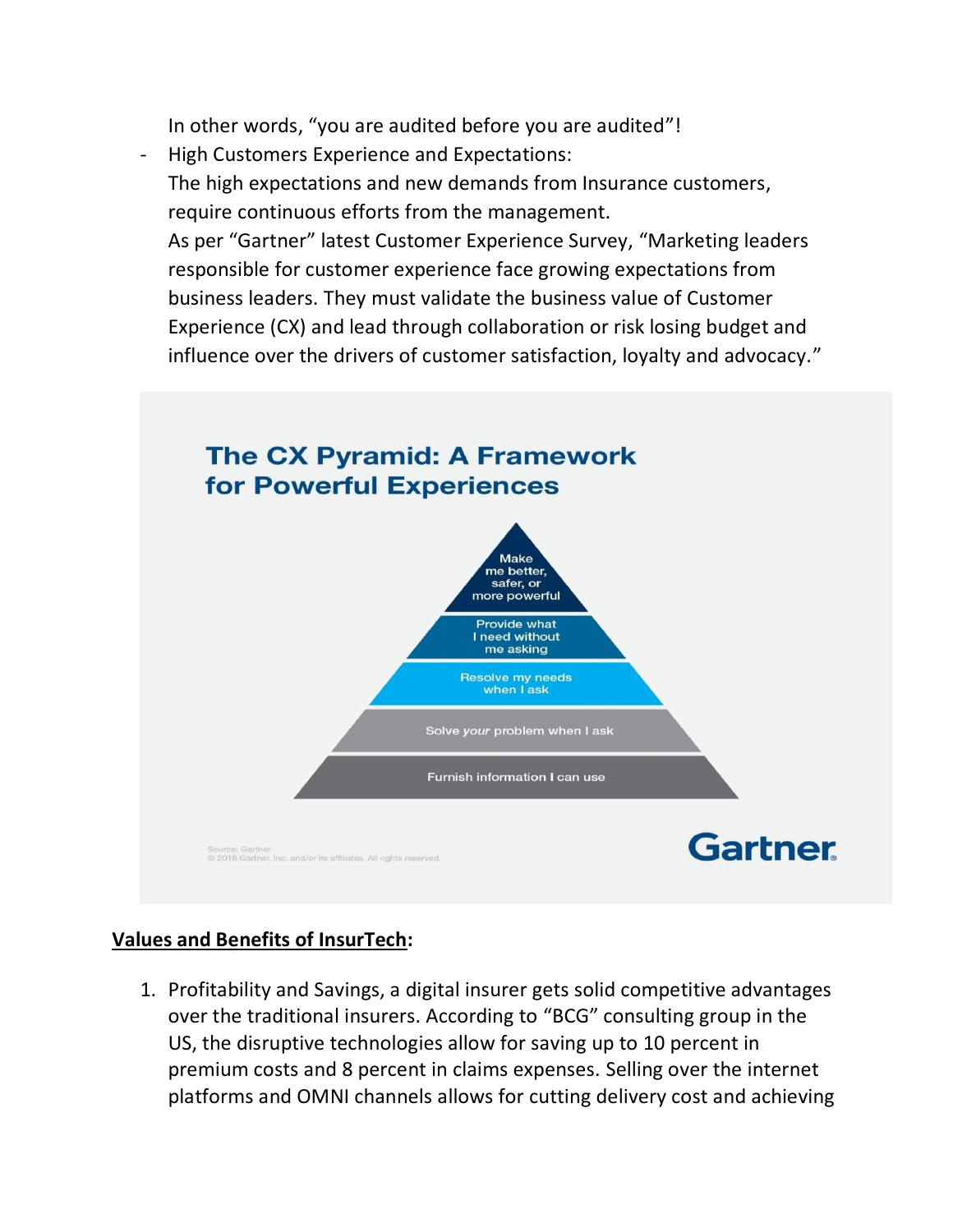In other words, "you are audited before you are audited"!

- High Customers Experience and Expectations:
  The high expectations and new demands from Insurance customers, require continuous efforts from the management.
  As per "Gartner" latest Customer Experience Survey, "Marketing leaders responsible for customer experience face growing expectations from business leaders. They must validate the business value of Customer Experience (CX) and lead through collaboration or risk losing budget and influence over the drivers of customer satisfaction, loyalty and advocacy."

**The CX Pyramid: A Framework for Powerful Experiences**

- Make me better, safer, or more powerful
- Provide what I need without me asking
- Resolve my needs when I ask
- Solve *your* problem when I ask
- Furnish information I can use

Source: Gartner
© 2018 Gartner, Inc. and/or its affiliates. All rights reserved.

Gartner

**<u>Values and Benefits of InsurTech</u>:**

1. Profitability and Savings, a digital insurer gets solid competitive advantages over the traditional insurers. According to "BCG" consulting group in the US, the disruptive technologies allow for saving up to 10 percent in premium costs and 8 percent in claims expenses. Selling over the internet platforms and OMNI channels allows for cutting delivery cost and achieving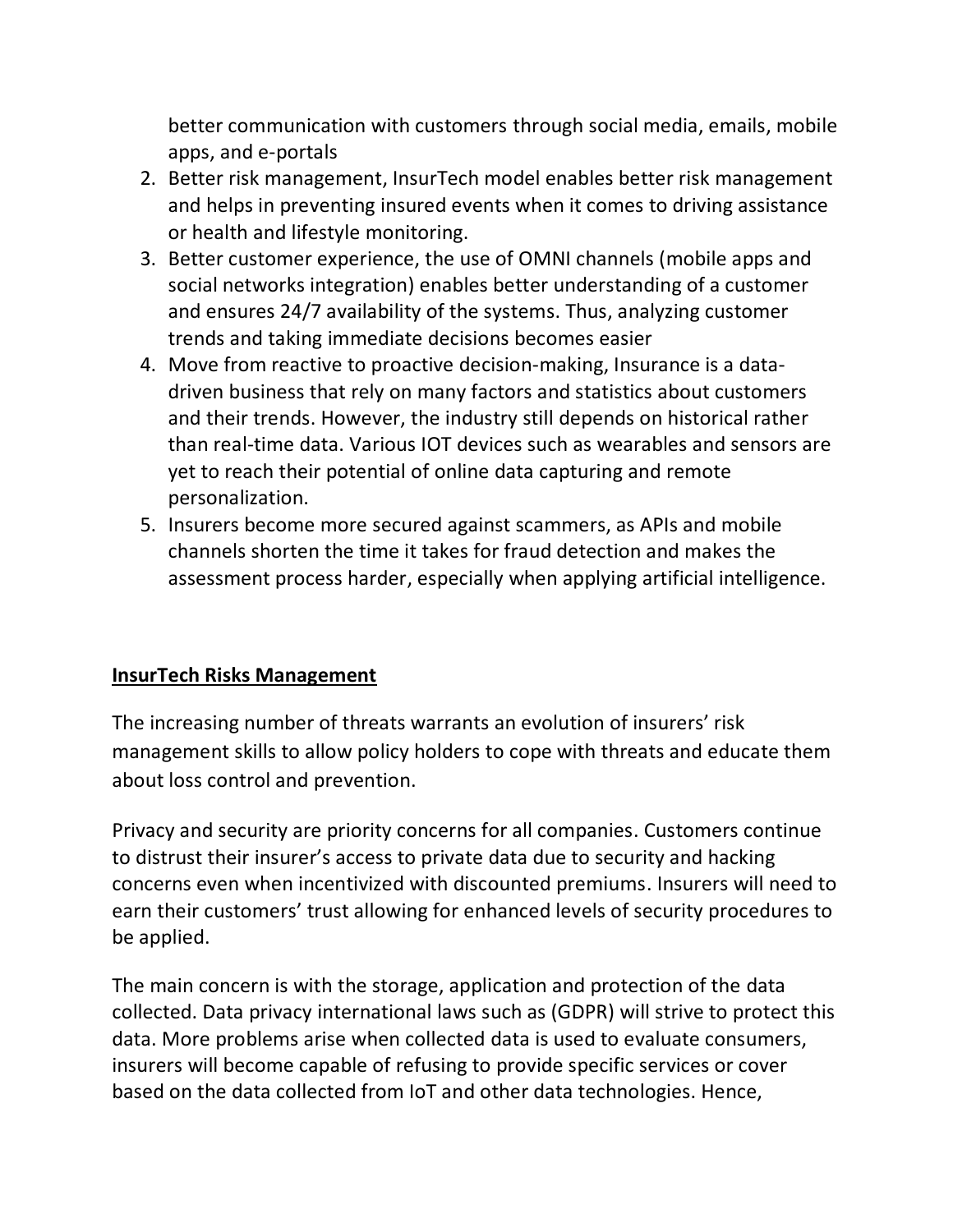better communication with customers through social media, emails, mobile apps, and e-portals

2. Better risk management, InsurTech model enables better risk management and helps in preventing insured events when it comes to driving assistance or health and lifestyle monitoring.
3. Better customer experience, the use of OMNI channels (mobile apps and social networks integration) enables better understanding of a customer and ensures 24/7 availability of the systems. Thus, analyzing customer trends and taking immediate decisions becomes easier
4. Move from reactive to proactive decision-making, Insurance is a data-driven business that rely on many factors and statistics about customers and their trends. However, the industry still depends on historical rather than real-time data. Various IOT devices such as wearables and sensors are yet to reach their potential of online data capturing and remote personalization.
5. Insurers become more secured against scammers, as APIs and mobile channels shorten the time it takes for fraud detection and makes the assessment process harder, especially when applying artificial intelligence.

**<u>InsurTech Risks Management</u>**

The increasing number of threats warrants an evolution of insurers' risk management skills to allow policy holders to cope with threats and educate them about loss control and prevention.

Privacy and security are priority concerns for all companies. Customers continue to distrust their insurer's access to private data due to security and hacking concerns even when incentivized with discounted premiums. Insurers will need to earn their customers' trust allowing for enhanced levels of security procedures to be applied.

The main concern is with the storage, application and protection of the data collected. Data privacy international laws such as (GDPR) will strive to protect this data. More problems arise when collected data is used to evaluate consumers, insurers will become capable of refusing to provide specific services or cover based on the data collected from IoT and other data technologies. Hence,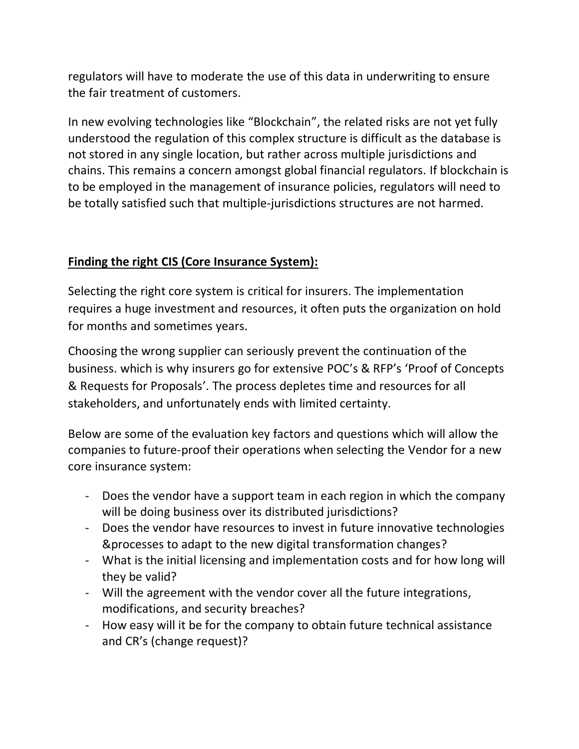regulators will have to moderate the use of this data in underwriting to ensure the fair treatment of customers.

In new evolving technologies like “Blockchain”, the related risks are not yet fully understood the regulation of this complex structure is difficult as the database is not stored in any single location, but rather across multiple jurisdictions and chains. This remains a concern amongst global financial regulators. If blockchain is to be employed in the management of insurance policies, regulators will need to be totally satisfied such that multiple-jurisdictions structures are not harmed.

**Finding the right CIS (Core Insurance System):**

Selecting the right core system is critical for insurers. The implementation requires a huge investment and resources, it often puts the organization on hold for months and sometimes years.

Choosing the wrong supplier can seriously prevent the continuation of the business. which is why insurers go for extensive POC’s & RFP’s ‘Proof of Concepts & Requests for Proposals’. The process depletes time and resources for all stakeholders, and unfortunately ends with limited certainty.

Below are some of the evaluation key factors and questions which will allow the companies to future-proof their operations when selecting the Vendor for a new core insurance system:

- Does the vendor have a support team in each region in which the company will be doing business over its distributed jurisdictions?
- Does the vendor have resources to invest in future innovative technologies &processes to adapt to the new digital transformation changes?
- What is the initial licensing and implementation costs and for how long will they be valid?
- Will the agreement with the vendor cover all the future integrations, modifications, and security breaches?
- How easy will it be for the company to obtain future technical assistance and CR’s (change request)?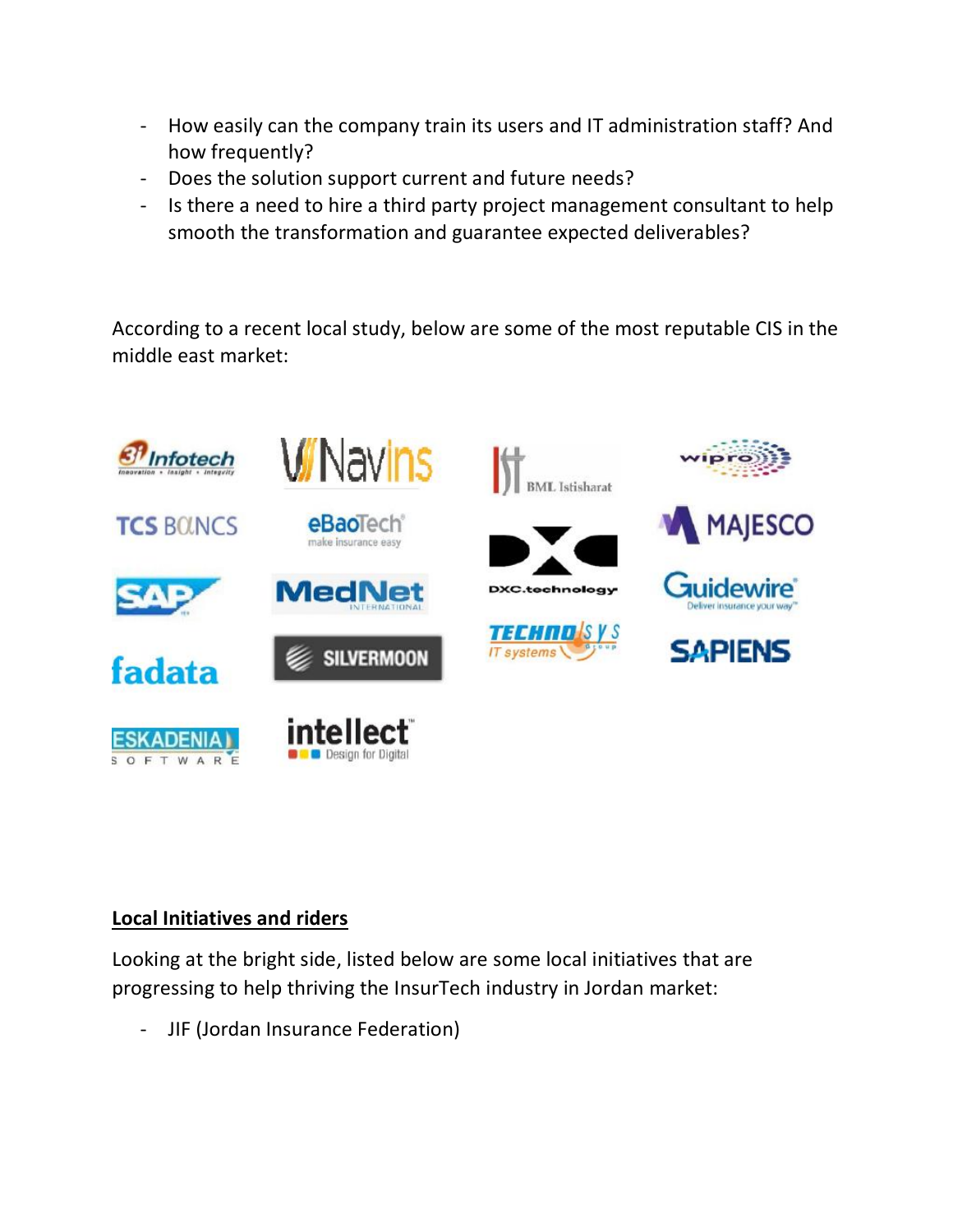- How easily can the company train its users and IT administration staff? And how frequently?
- Does the solution support current and future needs?
- Is there a need to hire a third party project management consultant to help smooth the transformation and guarantee expected deliverables?

According to a recent local study, below are some of the most reputable CIS in the middle east market:

**Local Initiatives and riders**

Looking at the bright side, listed below are some local initiatives that are progressing to help thriving the InsurTech industry in Jordan market:

- JIF (Jordan Insurance Federation)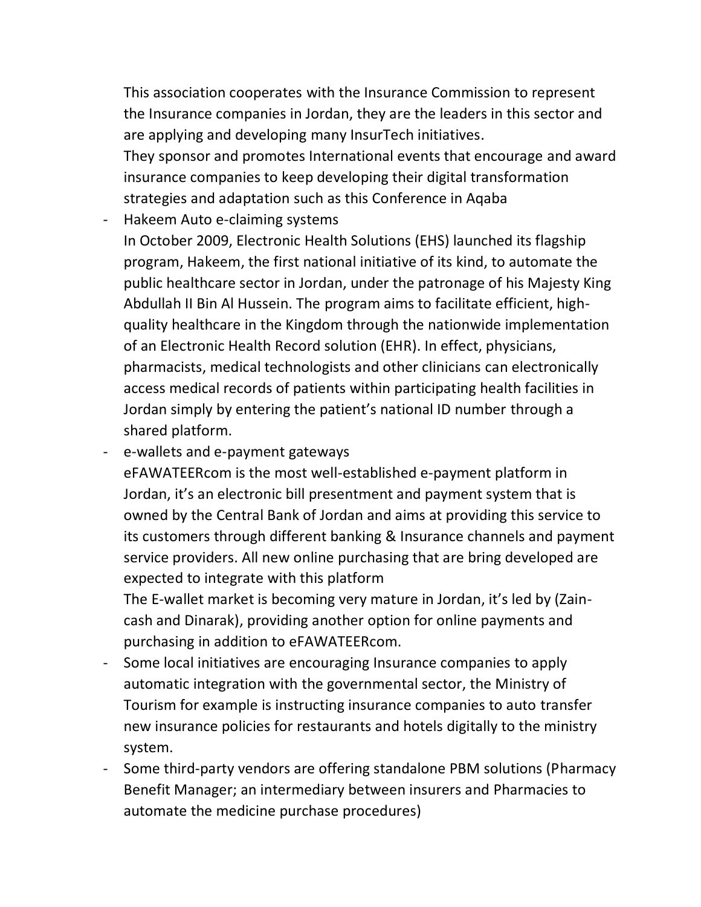This association cooperates with the Insurance Commission to represent the Insurance companies in Jordan, they are the leaders in this sector and are applying and developing many InsurTech initiatives.
They sponsor and promotes International events that encourage and award insurance companies to keep developing their digital transformation strategies and adaptation such as this Conference in Aqaba

- Hakeem Auto e-claiming systems
  In October 2009, Electronic Health Solutions (EHS) launched its flagship program, Hakeem, the first national initiative of its kind, to automate the public healthcare sector in Jordan, under the patronage of his Majesty King Abdullah II Bin Al Hussein. The program aims to facilitate efficient, high-quality healthcare in the Kingdom through the nationwide implementation of an Electronic Health Record solution (EHR). In effect, physicians, pharmacists, medical technologists and other clinicians can electronically access medical records of patients within participating health facilities in Jordan simply by entering the patient's national ID number through a shared platform.
- e-wallets and e-payment gateways
  eFAWATEERcom is the most well-established e-payment platform in Jordan, it's an electronic bill presentment and payment system that is owned by the Central Bank of Jordan and aims at providing this service to its customers through different banking & Insurance channels and payment service providers. All new online purchasing that are bring developed are expected to integrate with this platform
  The E-wallet market is becoming very mature in Jordan, it's led by (Zain-cash and Dinarak), providing another option for online payments and purchasing in addition to eFAWATEERcom.
- Some local initiatives are encouraging Insurance companies to apply automatic integration with the governmental sector, the Ministry of Tourism for example is instructing insurance companies to auto transfer new insurance policies for restaurants and hotels digitally to the ministry system.
- Some third-party vendors are offering standalone PBM solutions (Pharmacy Benefit Manager; an intermediary between insurers and Pharmacies to automate the medicine purchase procedures)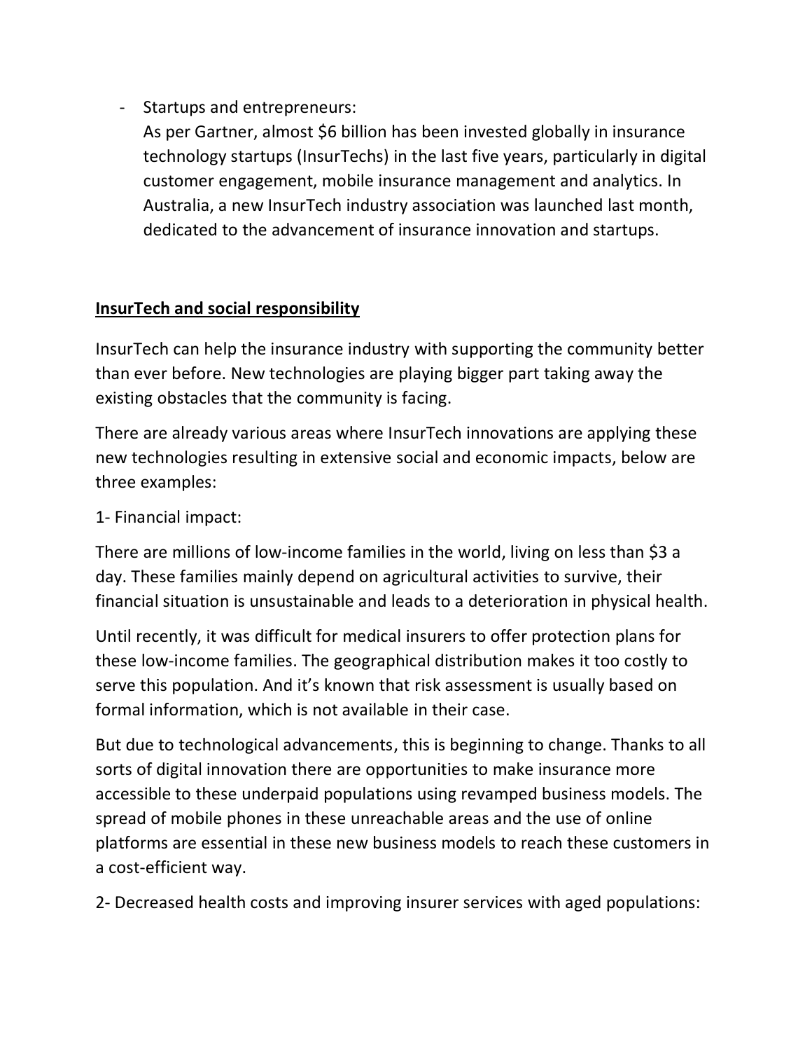- Startups and entrepreneurs:
  As per Gartner, almost $6 billion has been invested globally in insurance technology startups (InsurTechs) in the last five years, particularly in digital customer engagement, mobile insurance management and analytics. In Australia, a new InsurTech industry association was launched last month, dedicated to the advancement of insurance innovation and startups.

## InsurTech and social responsibility

InsurTech can help the insurance industry with supporting the community better than ever before. New technologies are playing bigger part taking away the existing obstacles that the community is facing.

There are already various areas where InsurTech innovations are applying these new technologies resulting in extensive social and economic impacts, below are three examples:

1- Financial impact:

There are millions of low-income families in the world, living on less than $3 a day. These families mainly depend on agricultural activities to survive, their financial situation is unsustainable and leads to a deterioration in physical health.

Until recently, it was difficult for medical insurers to offer protection plans for these low-income families. The geographical distribution makes it too costly to serve this population. And it's known that risk assessment is usually based on formal information, which is not available in their case.

But due to technological advancements, this is beginning to change. Thanks to all sorts of digital innovation there are opportunities to make insurance more accessible to these underpaid populations using revamped business models. The spread of mobile phones in these unreachable areas and the use of online platforms are essential in these new business models to reach these customers in a cost-efficient way.

2- Decreased health costs and improving insurer services with aged populations: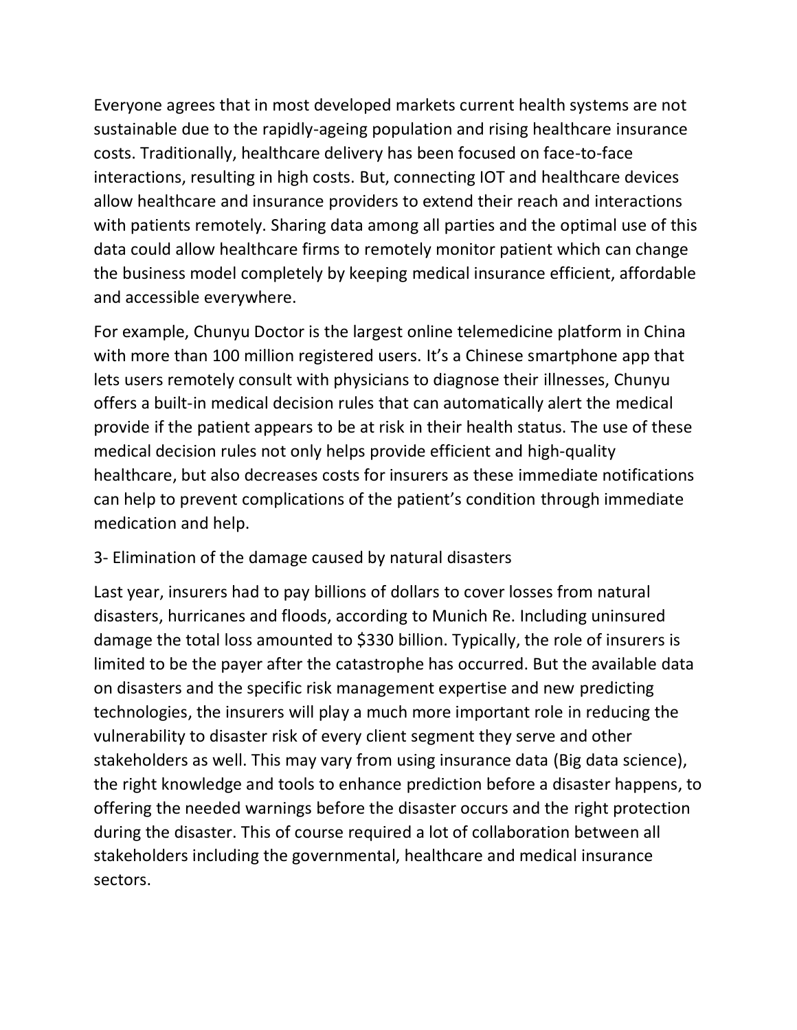Everyone agrees that in most developed markets current health systems are not sustainable due to the rapidly-ageing population and rising healthcare insurance costs. Traditionally, healthcare delivery has been focused on face-to-face interactions, resulting in high costs. But, connecting IOT and healthcare devices allow healthcare and insurance providers to extend their reach and interactions with patients remotely. Sharing data among all parties and the optimal use of this data could allow healthcare firms to remotely monitor patient which can change the business model completely by keeping medical insurance efficient, affordable and accessible everywhere.

For example, Chunyu Doctor is the largest online telemedicine platform in China with more than 100 million registered users. It's a Chinese smartphone app that lets users remotely consult with physicians to diagnose their illnesses, Chunyu offers a built-in medical decision rules that can automatically alert the medical provide if the patient appears to be at risk in their health status. The use of these medical decision rules not only helps provide efficient and high-quality healthcare, but also decreases costs for insurers as these immediate notifications can help to prevent complications of the patient's condition through immediate medication and help.

3- Elimination of the damage caused by natural disasters

Last year, insurers had to pay billions of dollars to cover losses from natural disasters, hurricanes and floods, according to Munich Re. Including uninsured damage the total loss amounted to $330 billion. Typically, the role of insurers is limited to be the payer after the catastrophe has occurred. But the available data on disasters and the specific risk management expertise and new predicting technologies, the insurers will play a much more important role in reducing the vulnerability to disaster risk of every client segment they serve and other stakeholders as well. This may vary from using insurance data (Big data science), the right knowledge and tools to enhance prediction before a disaster happens, to offering the needed warnings before the disaster occurs and the right protection during the disaster. This of course required a lot of collaboration between all stakeholders including the governmental, healthcare and medical insurance sectors.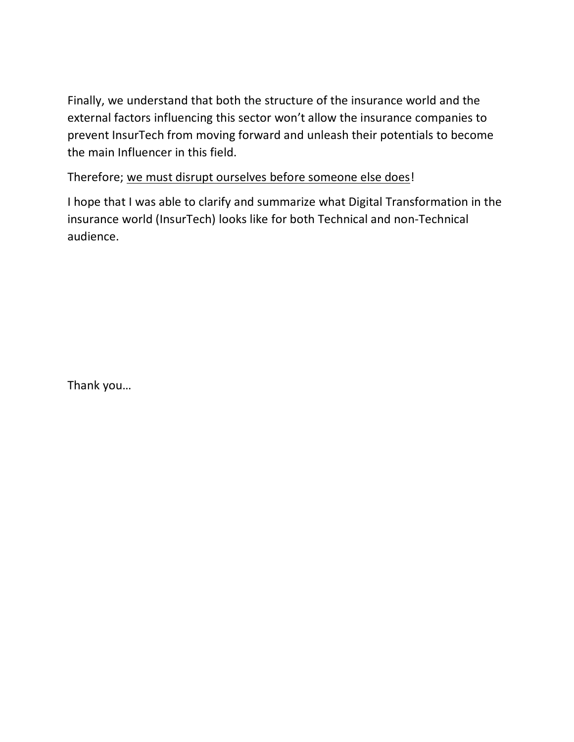Finally, we understand that both the structure of the insurance world and the external factors influencing this sector won't allow the insurance companies to prevent InsurTech from moving forward and unleash their potentials to become the main Influencer in this field.

Therefore; <u>we must disrupt ourselves before someone else does</u>!

I hope that I was able to clarify and summarize what Digital Transformation in the insurance world (InsurTech) looks like for both Technical and non-Technical audience.

Thank you…